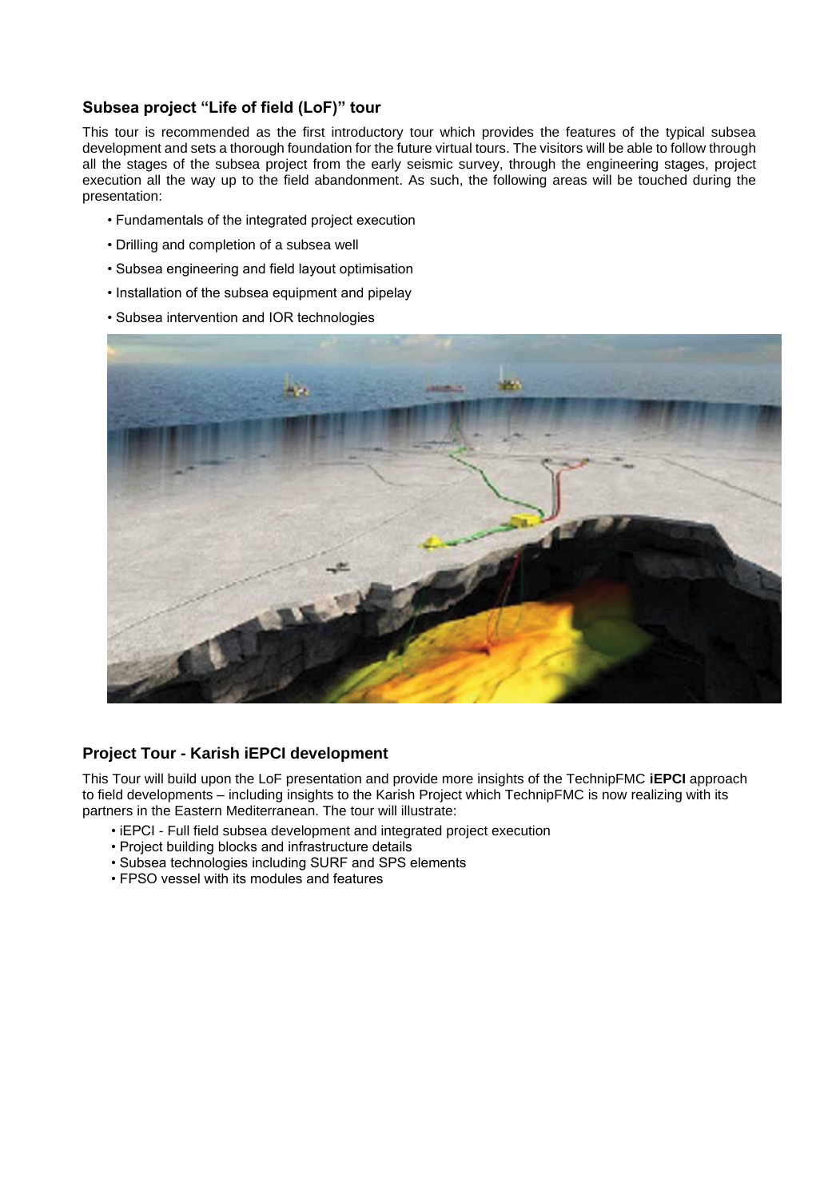## Subsea project “Life of field (LoF)” tour

This tour is recommended as the first introductory tour which provides the features of the typical subsea development and sets a thorough foundation for the future virtual tours. The visitors will be able to follow through all the stages of the subsea project from the early seismic survey, through the engineering stages, project execution all the way up to the field abandonment. As such, the following areas will be touched during the presentation:

- Fundamentals of the integrated project execution
- Drilling and completion of a subsea well
- Subsea engineering and field layout optimisation
- Installation of the subsea equipment and pipelay
- Subsea intervention and IOR technologies

## Project Tour - Karish iEPCI development

This Tour will build upon the LoF presentation and provide more insights of the TechnipFMC **iEPCI** approach to field developments – including insights to the Karish Project which TechnipFMC is now realizing with its partners in the Eastern Mediterranean. The tour will illustrate:

- iEPCI - Full field subsea development and integrated project execution
- Project building blocks and infrastructure details
- Subsea technologies including SURF and SPS elements
- FPSO vessel with its modules and features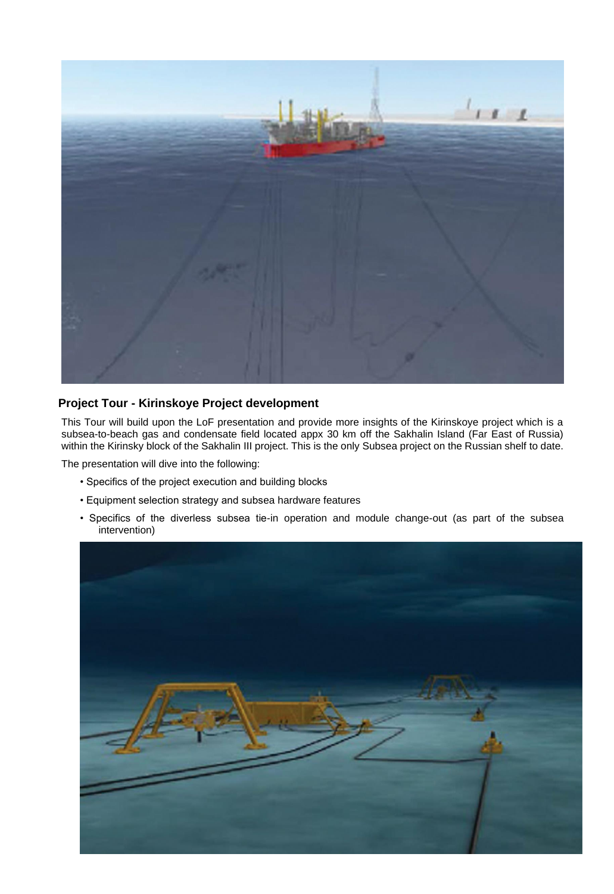## Project Tour - Kirinskoye Project development

This Tour will build upon the LoF presentation and provide more insights of the Kirinskoye project which is a subsea-to-beach gas and condensate field located appx 30 km off the Sakhalin Island (Far East of Russia) within the Kirinsky block of the Sakhalin III project. This is the only Subsea project on the Russian shelf to date.

The presentation will dive into the following:

- Specifics of the project execution and building blocks
- Equipment selection strategy and subsea hardware features
- Specifics of the diverless subsea tie-in operation and module change-out (as part of the subsea intervention)